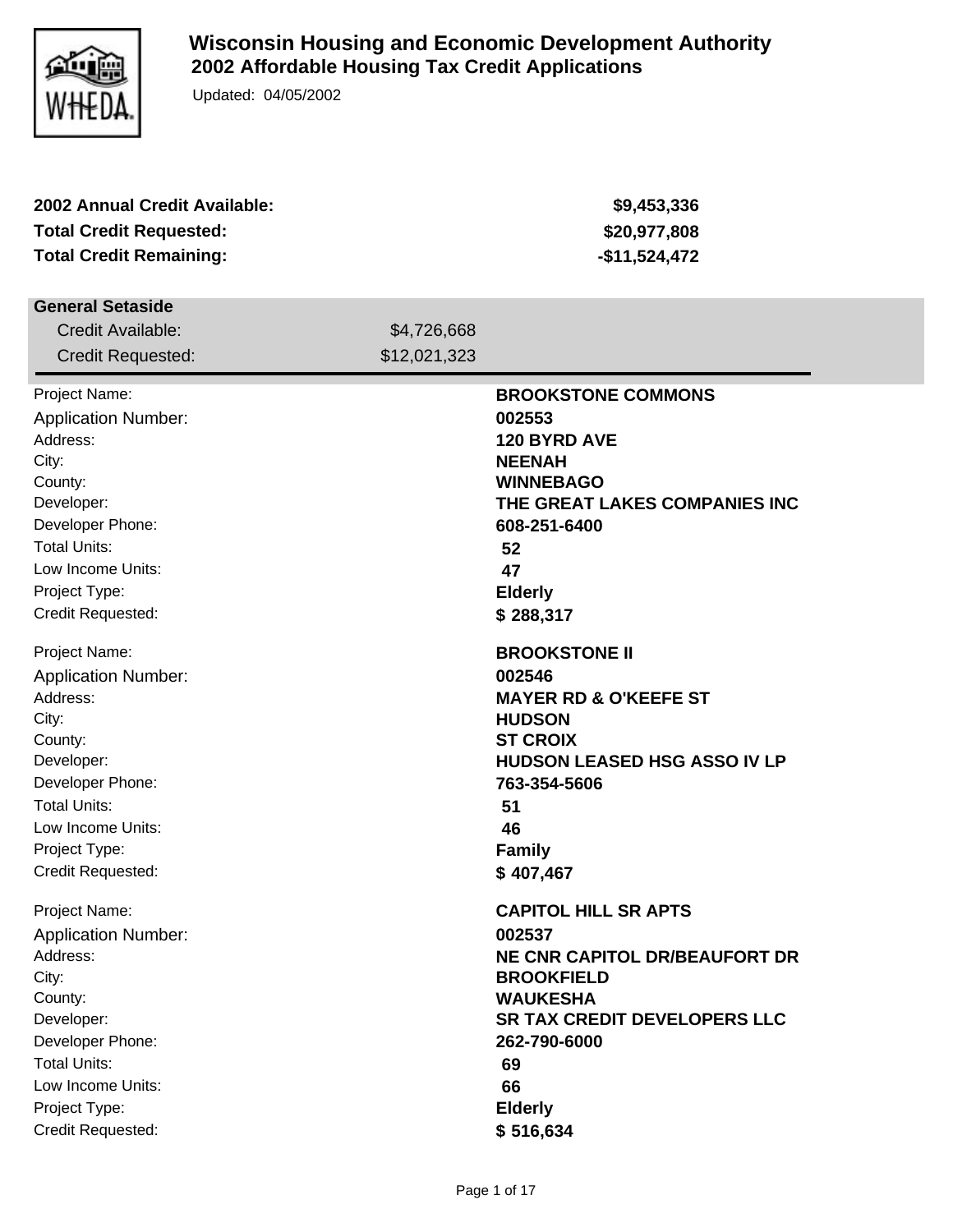# Wisconsin Housing and Economic Development Authority

## 2002 Affordable Housing Tax Credit Applications

Updated: 04/05/2002

| | |
|---|---|
| **2002 Annual Credit Available:** | **$9,453,336** |
| **Total Credit Requested:** | **$20,977,808** |
| **Total Credit Remaining:** | **-$11,524,472** |

### General Setaside

| | |
|---|---|
| Credit Available: | $4,726,668 |
| Credit Requested: | $12,021,323 |

| | |
|---|---|
| Project Name: | **BROOKSTONE COMMONS** |
| Application Number: | **002553** |
| Address: | **120 BYRD AVE** |
| City: | **NEENAH** |
| County: | **WINNEBAGO** |
| Developer: | **THE GREAT LAKES COMPANIES INC** |
| Developer Phone: | **608-251-6400** |
| Total Units: | **52** |
| Low Income Units: | **47** |
| Project Type: | **Elderly** |
| Credit Requested: | **$ 288,317** |

| | |
|---|---|
| Project Name: | **BROOKSTONE II** |
| Application Number: | **002546** |
| Address: | **MAYER RD & O'KEEFE ST** |
| City: | **HUDSON** |
| County: | **ST CROIX** |
| Developer: | **HUDSON LEASED HSG ASSO IV LP** |
| Developer Phone: | **763-354-5606** |
| Total Units: | **51** |
| Low Income Units: | **46** |
| Project Type: | **Family** |
| Credit Requested: | **$ 407,467** |

| | |
|---|---|
| Project Name: | **CAPITOL HILL SR APTS** |
| Application Number: | **002537** |
| Address: | **NE CNR CAPITOL DR/BEAUFORT DR** |
| City: | **BROOKFIELD** |
| County: | **WAUKESHA** |
| Developer: | **SR TAX CREDIT DEVELOPERS LLC** |
| Developer Phone: | **262-790-6000** |
| Total Units: | **69** |
| Low Income Units: | **66** |
| Project Type: | **Elderly** |
| Credit Requested: | **$ 516,634** |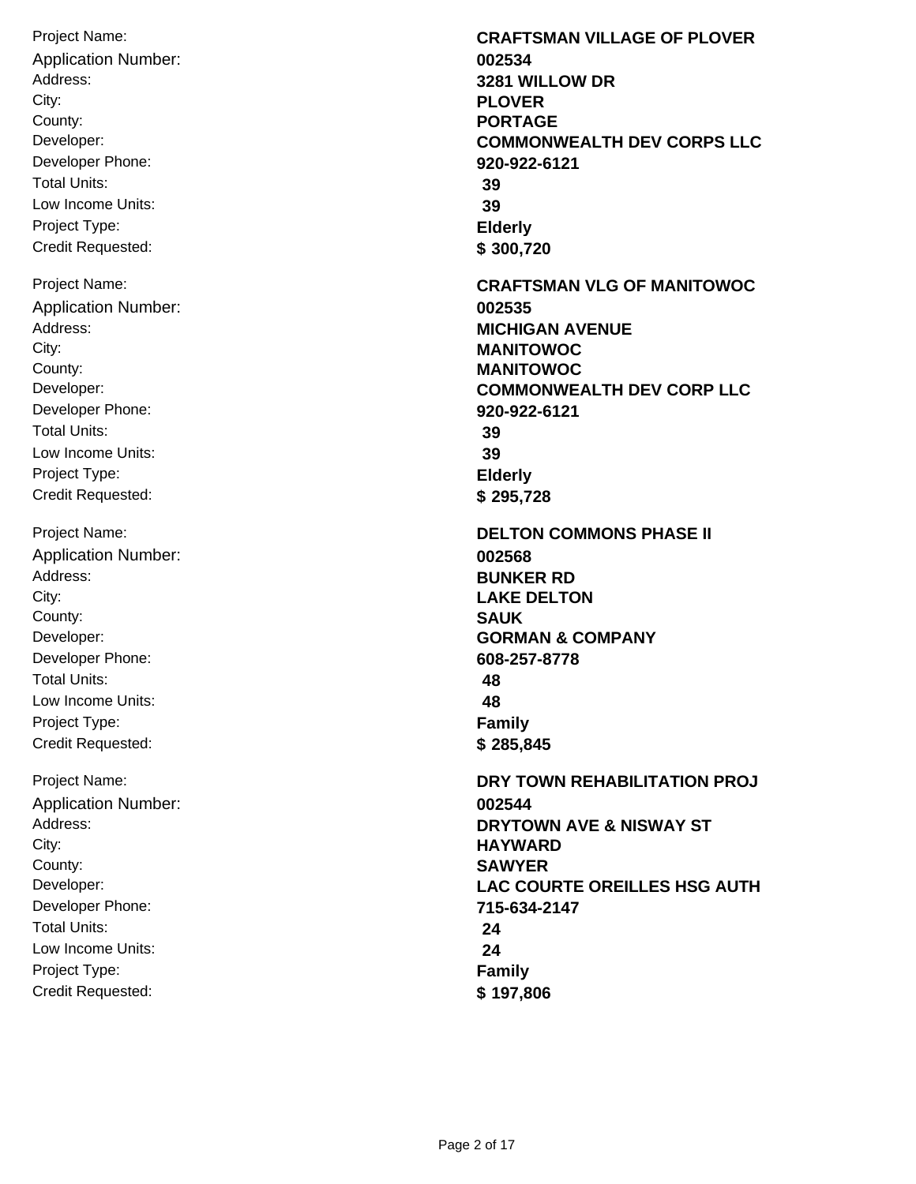| | |
|---|---|
| Project Name: | **CRAFTSMAN VILLAGE OF PLOVER** |
| Application Number: | **002534** |
| Address: | **3281 WILLOW DR** |
| City: | **PLOVER** |
| County: | **PORTAGE** |
| Developer: | **COMMONWEALTH DEV CORPS LLC** |
| Developer Phone: | **920-922-6121** |
| Total Units: | **39** |
| Low Income Units: | **39** |
| Project Type: | **Elderly** |
| Credit Requested: | **$ 300,720** |

| | |
|---|---|
| Project Name: | **CRAFTSMAN VLG OF MANITOWOC** |
| Application Number: | **002535** |
| Address: | **MICHIGAN AVENUE** |
| City: | **MANITOWOC** |
| County: | **MANITOWOC** |
| Developer: | **COMMONWEALTH DEV CORP LLC** |
| Developer Phone: | **920-922-6121** |
| Total Units: | **39** |
| Low Income Units: | **39** |
| Project Type: | **Elderly** |
| Credit Requested: | **$ 295,728** |

| | |
|---|---|
| Project Name: | **DELTON COMMONS PHASE II** |
| Application Number: | **002568** |
| Address: | **BUNKER RD** |
| City: | **LAKE DELTON** |
| County: | **SAUK** |
| Developer: | **GORMAN & COMPANY** |
| Developer Phone: | **608-257-8778** |
| Total Units: | **48** |
| Low Income Units: | **48** |
| Project Type: | **Family** |
| Credit Requested: | **$ 285,845** |

| | |
|---|---|
| Project Name: | **DRY TOWN REHABILITATION PROJ** |
| Application Number: | **002544** |
| Address: | **DRYTOWN AVE & NISWAY ST** |
| City: | **HAYWARD** |
| County: | **SAWYER** |
| Developer: | **LAC COURTE OREILLES HSG AUTH** |
| Developer Phone: | **715-634-2147** |
| Total Units: | **24** |
| Low Income Units: | **24** |
| Project Type: | **Family** |
| Credit Requested: | **$ 197,806** |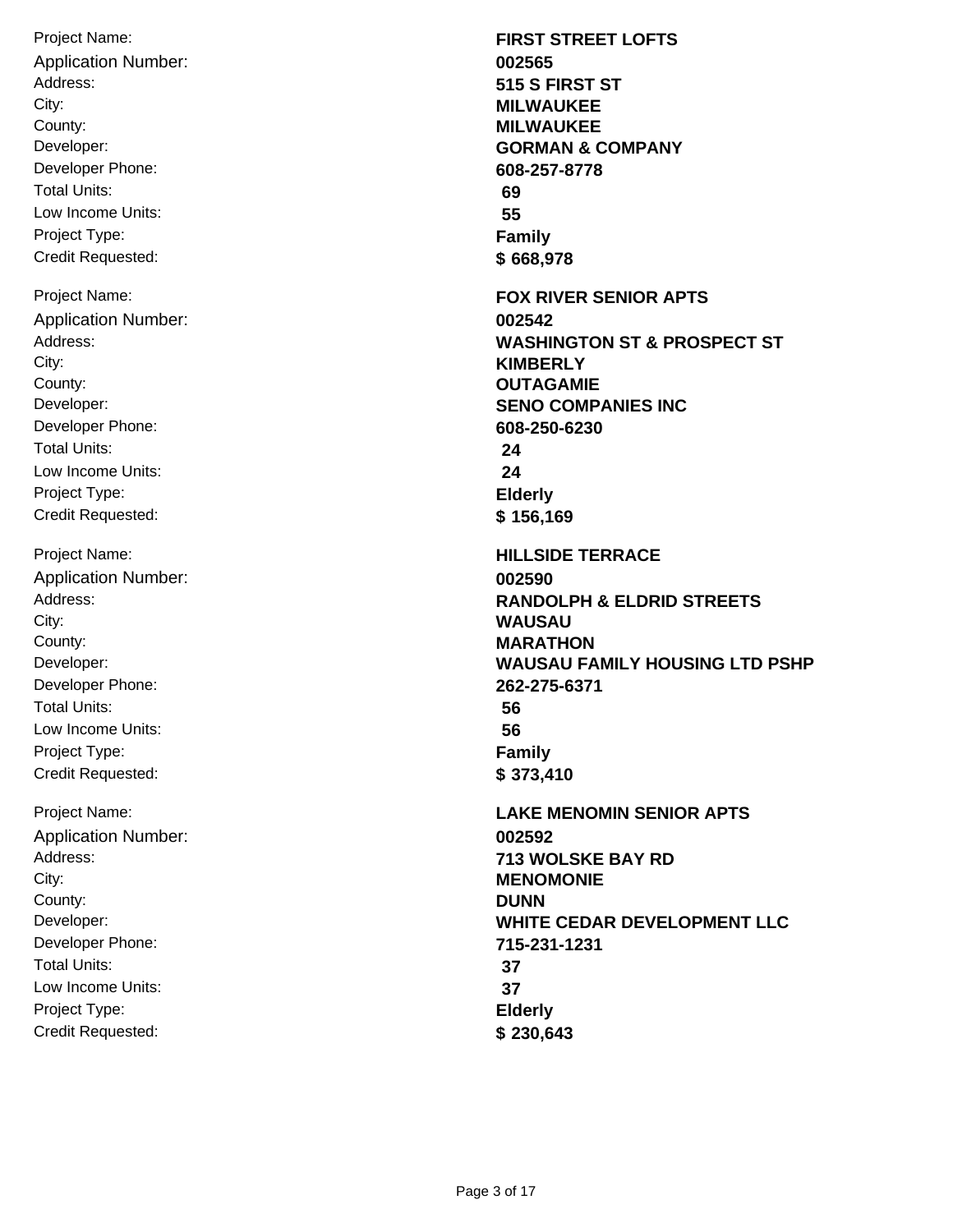Project Name: **FIRST STREET LOFTS**
Application Number: **002565**
Address: **515 S FIRST ST**
City: **MILWAUKEE**
County: **MILWAUKEE**
Developer: **GORMAN & COMPANY**
Developer Phone: **608-257-8778**
Total Units: **69**
Low Income Units: **55**
Project Type: **Family**
Credit Requested: **$ 668,978**

Project Name: **FOX RIVER SENIOR APTS**
Application Number: **002542**
Address: **WASHINGTON ST & PROSPECT ST**
City: **KIMBERLY**
County: **OUTAGAMIE**
Developer: **SENO COMPANIES INC**
Developer Phone: **608-250-6230**
Total Units: **24**
Low Income Units: **24**
Project Type: **Elderly**
Credit Requested: **$ 156,169**

Project Name: **HILLSIDE TERRACE**
Application Number: **002590**
Address: **RANDOLPH & ELDRID STREETS**
City: **WAUSAU**
County: **MARATHON**
Developer: **WAUSAU FAMILY HOUSING LTD PSHP**
Developer Phone: **262-275-6371**
Total Units: **56**
Low Income Units: **56**
Project Type: **Family**
Credit Requested: **$ 373,410**

Project Name: **LAKE MENOMIN SENIOR APTS**
Application Number: **002592**
Address: **713 WOLSKE BAY RD**
City: **MENOMONIE**
County: **DUNN**
Developer: **WHITE CEDAR DEVELOPMENT LLC**
Developer Phone: **715-231-1231**
Total Units: **37**
Low Income Units: **37**
Project Type: **Elderly**
Credit Requested: **$ 230,643**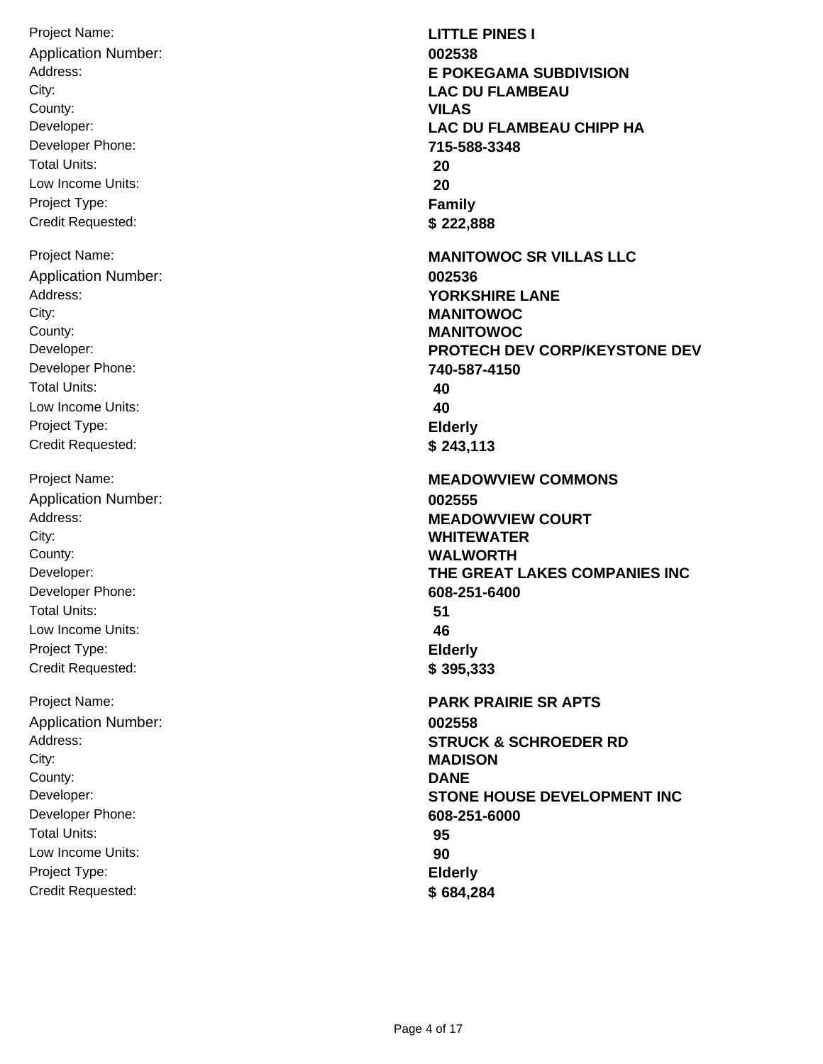Project Name: **LITTLE PINES I**
Application Number: **002538**
Address: **E POKEGAMA SUBDIVISION**
City: **LAC DU FLAMBEAU**
County: **VILAS**
Developer: **LAC DU FLAMBEAU CHIPP HA**
Developer Phone: **715-588-3348**
Total Units: **20**
Low Income Units: **20**
Project Type: **Family**
Credit Requested: **$ 222,888**

Project Name: **MANITOWOC SR VILLAS LLC**
Application Number: **002536**
Address: **YORKSHIRE LANE**
City: **MANITOWOC**
County: **MANITOWOC**
Developer: **PROTECH DEV CORP/KEYSTONE DEV**
Developer Phone: **740-587-4150**
Total Units: **40**
Low Income Units: **40**
Project Type: **Elderly**
Credit Requested: **$ 243,113**

Project Name: **MEADOWVIEW COMMONS**
Application Number: **002555**
Address: **MEADOWVIEW COURT**
City: **WHITEWATER**
County: **WALWORTH**
Developer: **THE GREAT LAKES COMPANIES INC**
Developer Phone: **608-251-6400**
Total Units: **51**
Low Income Units: **46**
Project Type: **Elderly**
Credit Requested: **$ 395,333**

Project Name: **PARK PRAIRIE SR APTS**
Application Number: **002558**
Address: **STRUCK & SCHROEDER RD**
City: **MADISON**
County: **DANE**
Developer: **STONE HOUSE DEVELOPMENT INC**
Developer Phone: **608-251-6000**
Total Units: **95**
Low Income Units: **90**
Project Type: **Elderly**
Credit Requested: **$ 684,284**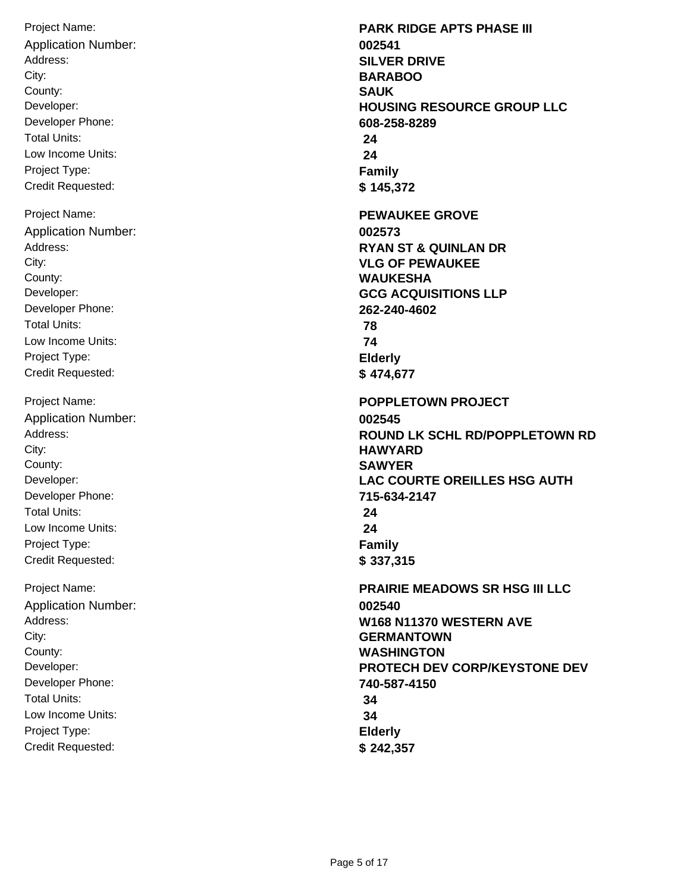| | |
|---|---|
| Project Name: | **PARK RIDGE APTS PHASE III** |
| Application Number: | **002541** |
| Address: | **SILVER DRIVE** |
| City: | **BARABOO** |
| County: | **SAUK** |
| Developer: | **HOUSING RESOURCE GROUP LLC** |
| Developer Phone: | **608-258-8289** |
| Total Units: | **24** |
| Low Income Units: | **24** |
| Project Type: | **Family** |
| Credit Requested: | **$ 145,372** |

| | |
|---|---|
| Project Name: | **PEWAUKEE GROVE** |
| Application Number: | **002573** |
| Address: | **RYAN ST & QUINLAN DR** |
| City: | **VLG OF PEWAUKEE** |
| County: | **WAUKESHA** |
| Developer: | **GCG ACQUISITIONS LLP** |
| Developer Phone: | **262-240-4602** |
| Total Units: | **78** |
| Low Income Units: | **74** |
| Project Type: | **Elderly** |
| Credit Requested: | **$ 474,677** |

| | |
|---|---|
| Project Name: | **POPPLETOWN PROJECT** |
| Application Number: | **002545** |
| Address: | **ROUND LK SCHL RD/POPPLETOWN RD** |
| City: | **HAWYARD** |
| County: | **SAWYER** |
| Developer: | **LAC COURTE OREILLES HSG AUTH** |
| Developer Phone: | **715-634-2147** |
| Total Units: | **24** |
| Low Income Units: | **24** |
| Project Type: | **Family** |
| Credit Requested: | **$ 337,315** |

| | |
|---|---|
| Project Name: | **PRAIRIE MEADOWS SR HSG III LLC** |
| Application Number: | **002540** |
| Address: | **W168 N11370 WESTERN AVE** |
| City: | **GERMANTOWN** |
| County: | **WASHINGTON** |
| Developer: | **PROTECH DEV CORP/KEYSTONE DEV** |
| Developer Phone: | **740-587-4150** |
| Total Units: | **34** |
| Low Income Units: | **34** |
| Project Type: | **Elderly** |
| Credit Requested: | **$ 242,357** |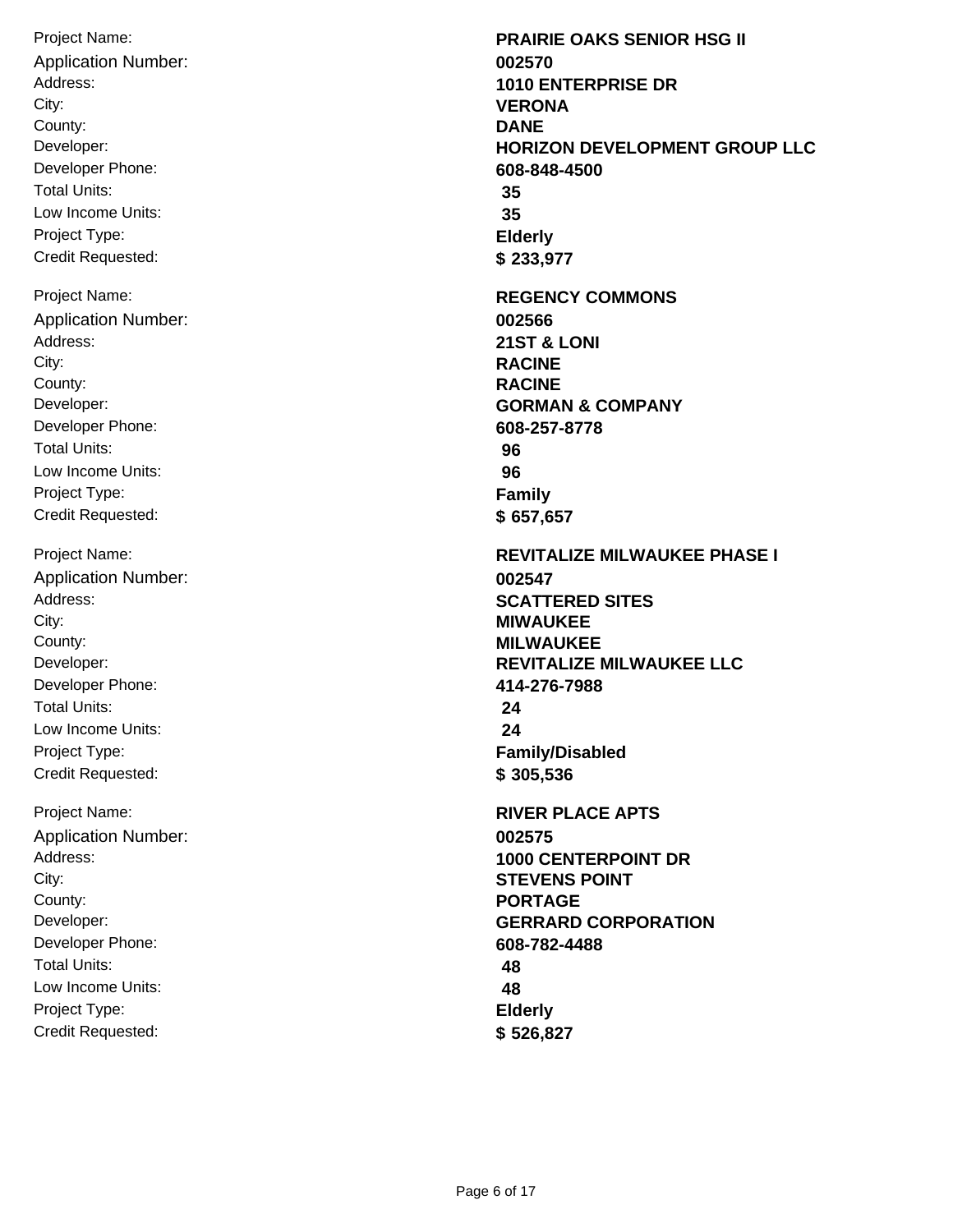Project Name: **PRAIRIE OAKS SENIOR HSG II**
Application Number: **002570**
Address: **1010 ENTERPRISE DR**
City: **VERONA**
County: **DANE**
Developer: **HORIZON DEVELOPMENT GROUP LLC**
Developer Phone: **608-848-4500**
Total Units: **35**
Low Income Units: **35**
Project Type: **Elderly**
Credit Requested: **$ 233,977**

Project Name: **REGENCY COMMONS**
Application Number: **002566**
Address: **21ST & LONI**
City: **RACINE**
County: **RACINE**
Developer: **GORMAN & COMPANY**
Developer Phone: **608-257-8778**
Total Units: **96**
Low Income Units: **96**
Project Type: **Family**
Credit Requested: **$ 657,657**

Project Name: **REVITALIZE MILWAUKEE PHASE I**
Application Number: **002547**
Address: **SCATTERED SITES**
City: **MIWAUKEE**
County: **MILWAUKEE**
Developer: **REVITALIZE MILWAUKEE LLC**
Developer Phone: **414-276-7988**
Total Units: **24**
Low Income Units: **24**
Project Type: **Family/Disabled**
Credit Requested: **$ 305,536**

Project Name: **RIVER PLACE APTS**
Application Number: **002575**
Address: **1000 CENTERPOINT DR**
City: **STEVENS POINT**
County: **PORTAGE**
Developer: **GERRARD CORPORATION**
Developer Phone: **608-782-4488**
Total Units: **48**
Low Income Units: **48**
Project Type: **Elderly**
Credit Requested: **$ 526,827**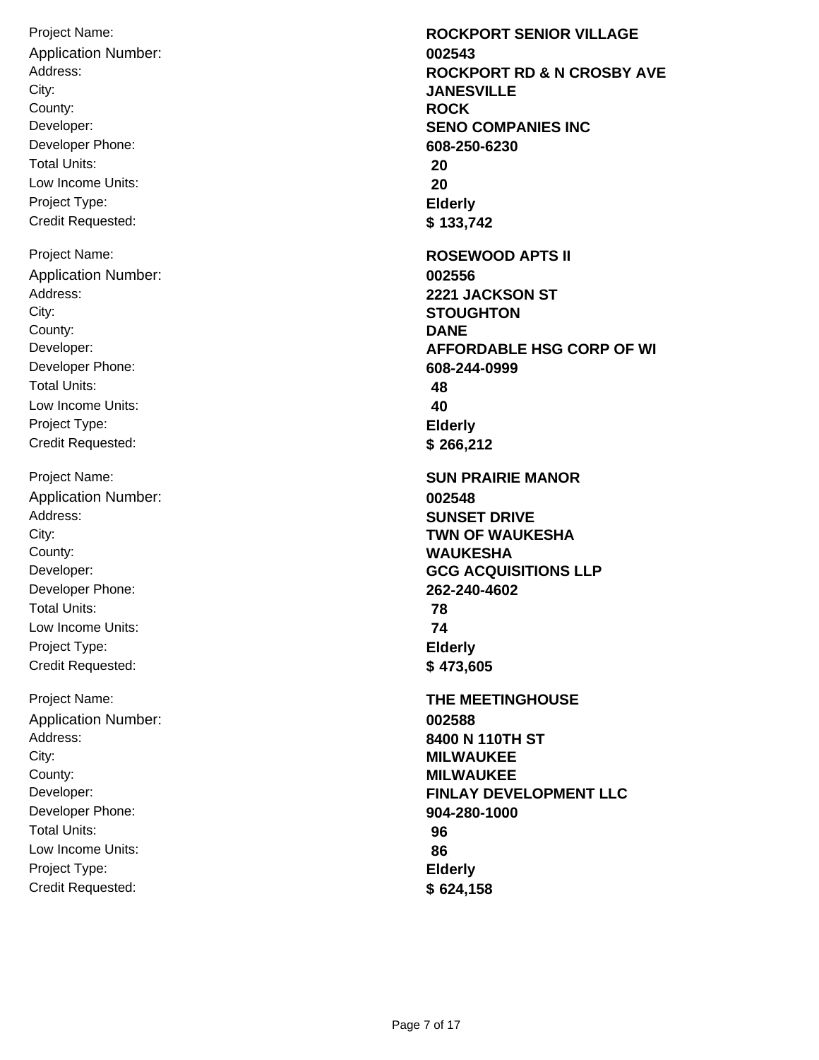| | |
|---|---|
| Project Name: | **ROCKPORT SENIOR VILLAGE** |
| Application Number: | **002543** |
| Address: | **ROCKPORT RD & N CROSBY AVE** |
| City: | **JANESVILLE** |
| County: | **ROCK** |
| Developer: | **SENO COMPANIES INC** |
| Developer Phone: | **608-250-6230** |
| Total Units: | **20** |
| Low Income Units: | **20** |
| Project Type: | **Elderly** |
| Credit Requested: | **$ 133,742** |

| | |
|---|---|
| Project Name: | **ROSEWOOD APTS II** |
| Application Number: | **002556** |
| Address: | **2221 JACKSON ST** |
| City: | **STOUGHTON** |
| County: | **DANE** |
| Developer: | **AFFORDABLE HSG CORP OF WI** |
| Developer Phone: | **608-244-0999** |
| Total Units: | **48** |
| Low Income Units: | **40** |
| Project Type: | **Elderly** |
| Credit Requested: | **$ 266,212** |

| | |
|---|---|
| Project Name: | **SUN PRAIRIE MANOR** |
| Application Number: | **002548** |
| Address: | **SUNSET DRIVE** |
| City: | **TWN OF WAUKESHA** |
| County: | **WAUKESHA** |
| Developer: | **GCG ACQUISITIONS LLP** |
| Developer Phone: | **262-240-4602** |
| Total Units: | **78** |
| Low Income Units: | **74** |
| Project Type: | **Elderly** |
| Credit Requested: | **$ 473,605** |

| | |
|---|---|
| Project Name: | **THE MEETINGHOUSE** |
| Application Number: | **002588** |
| Address: | **8400 N 110TH ST** |
| City: | **MILWAUKEE** |
| County: | **MILWAUKEE** |
| Developer: | **FINLAY DEVELOPMENT LLC** |
| Developer Phone: | **904-280-1000** |
| Total Units: | **96** |
| Low Income Units: | **86** |
| Project Type: | **Elderly** |
| Credit Requested: | **$ 624,158** |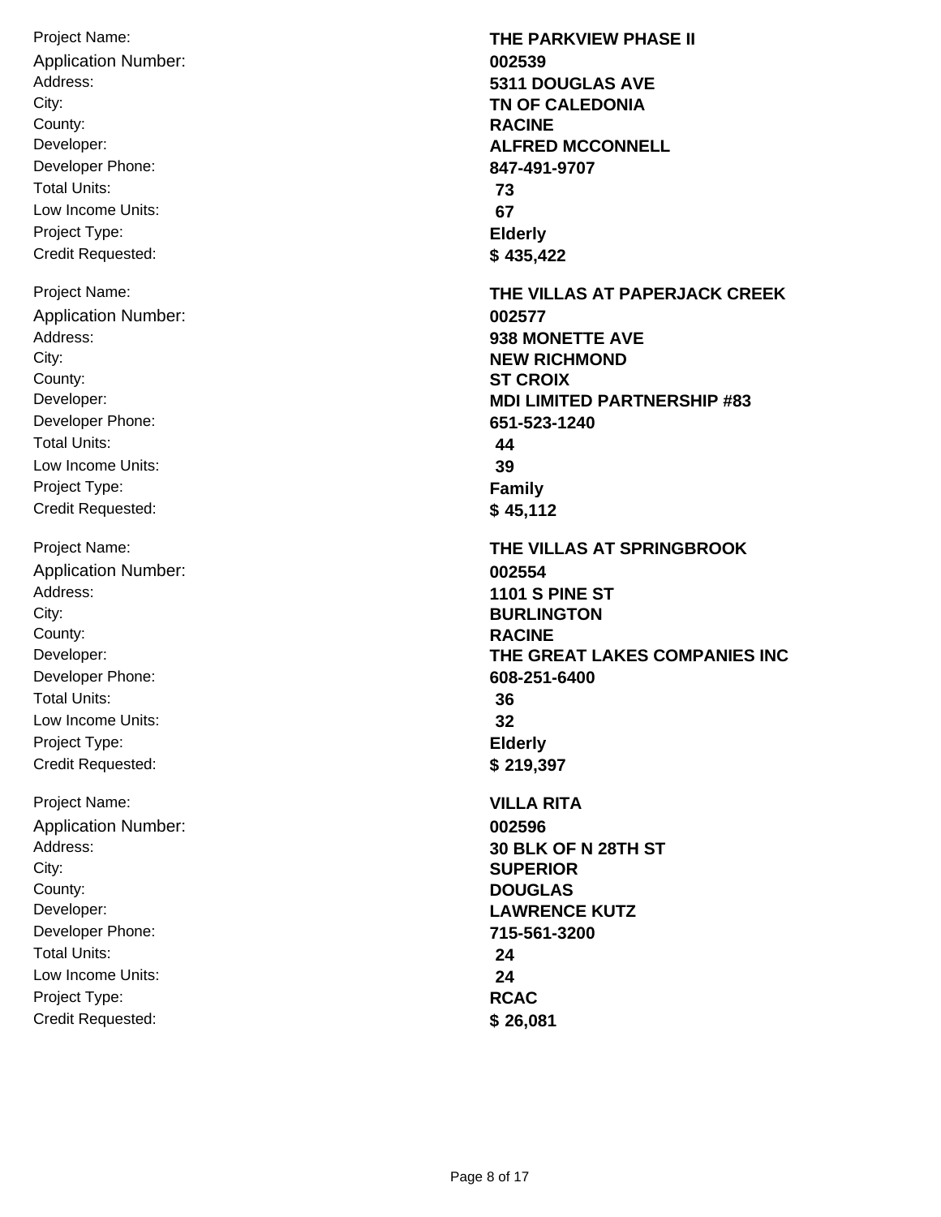| | |
|---|---|
| Project Name: | **THE PARKVIEW PHASE II** |
| Application Number: | **002539** |
| Address: | **5311 DOUGLAS AVE** |
| City: | **TN OF CALEDONIA** |
| County: | **RACINE** |
| Developer: | **ALFRED MCCONNELL** |
| Developer Phone: | **847-491-9707** |
| Total Units: | **73** |
| Low Income Units: | **67** |
| Project Type: | **Elderly** |
| Credit Requested: | **$ 435,422** |

| | |
|---|---|
| Project Name: | **THE VILLAS AT PAPERJACK CREEK** |
| Application Number: | **002577** |
| Address: | **938 MONETTE AVE** |
| City: | **NEW RICHMOND** |
| County: | **ST CROIX** |
| Developer: | **MDI LIMITED PARTNERSHIP #83** |
| Developer Phone: | **651-523-1240** |
| Total Units: | **44** |
| Low Income Units: | **39** |
| Project Type: | **Family** |
| Credit Requested: | **$ 45,112** |

| | |
|---|---|
| Project Name: | **THE VILLAS AT SPRINGBROOK** |
| Application Number: | **002554** |
| Address: | **1101 S PINE ST** |
| City: | **BURLINGTON** |
| County: | **RACINE** |
| Developer: | **THE GREAT LAKES COMPANIES INC** |
| Developer Phone: | **608-251-6400** |
| Total Units: | **36** |
| Low Income Units: | **32** |
| Project Type: | **Elderly** |
| Credit Requested: | **$ 219,397** |

| | |
|---|---|
| Project Name: | **VILLA RITA** |
| Application Number: | **002596** |
| Address: | **30 BLK OF N 28TH ST** |
| City: | **SUPERIOR** |
| County: | **DOUGLAS** |
| Developer: | **LAWRENCE KUTZ** |
| Developer Phone: | **715-561-3200** |
| Total Units: | **24** |
| Low Income Units: | **24** |
| Project Type: | **RCAC** |
| Credit Requested: | **$ 26,081** |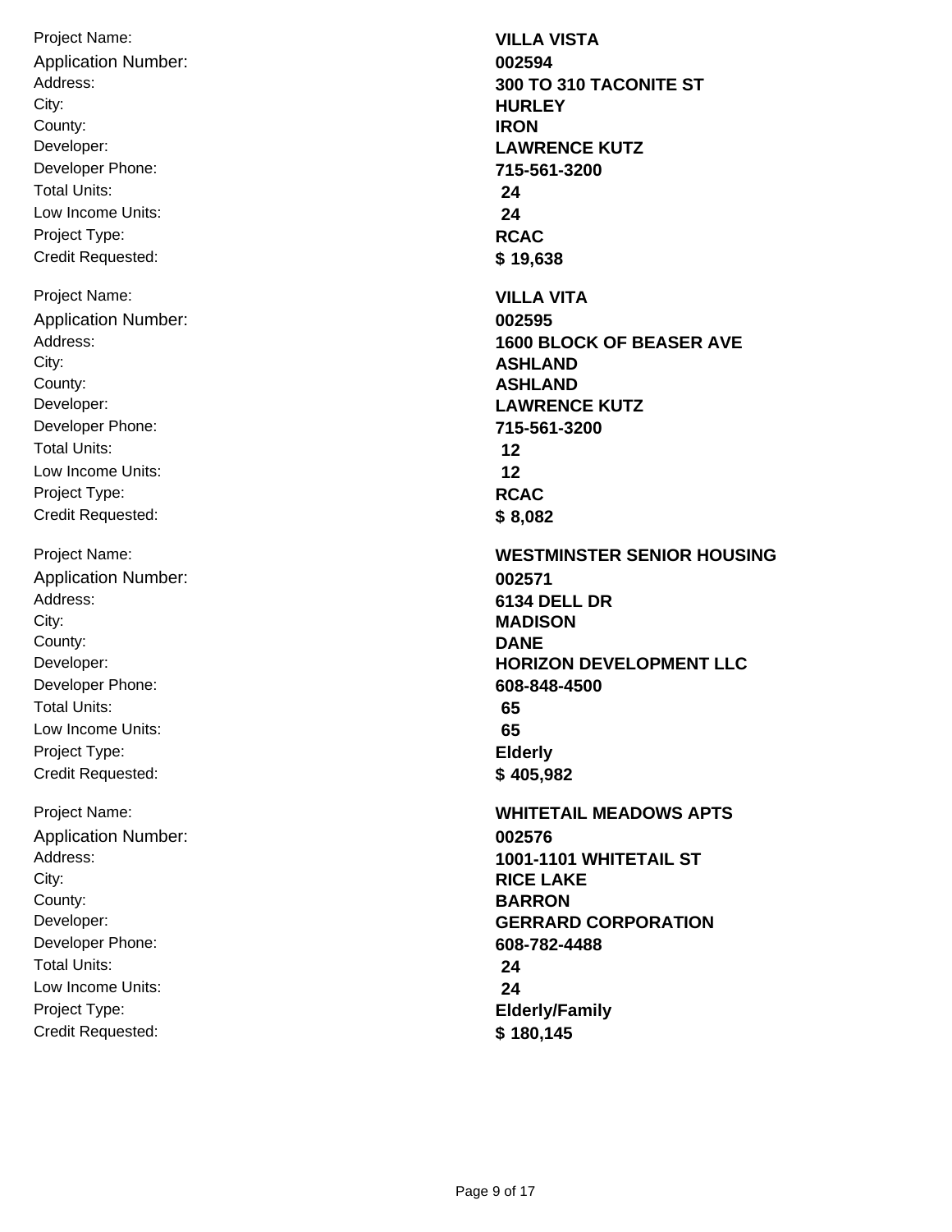Project Name: **VILLA VISTA**
Application Number: **002594**
Address: **300 TO 310 TACONITE ST**
City: **HURLEY**
County: **IRON**
Developer: **LAWRENCE KUTZ**
Developer Phone: **715-561-3200**
Total Units: **24**
Low Income Units: **24**
Project Type: **RCAC**
Credit Requested: **$ 19,638**

Project Name: **VILLA VITA**
Application Number: **002595**
Address: **1600 BLOCK OF BEASER AVE**
City: **ASHLAND**
County: **ASHLAND**
Developer: **LAWRENCE KUTZ**
Developer Phone: **715-561-3200**
Total Units: **12**
Low Income Units: **12**
Project Type: **RCAC**
Credit Requested: **$ 8,082**

Project Name: **WESTMINSTER SENIOR HOUSING**
Application Number: **002571**
Address: **6134 DELL DR**
City: **MADISON**
County: **DANE**
Developer: **HORIZON DEVELOPMENT LLC**
Developer Phone: **608-848-4500**
Total Units: **65**
Low Income Units: **65**
Project Type: **Elderly**
Credit Requested: **$ 405,982**

Project Name: **WHITETAIL MEADOWS APTS**
Application Number: **002576**
Address: **1001-1101 WHITETAIL ST**
City: **RICE LAKE**
County: **BARRON**
Developer: **GERRARD CORPORATION**
Developer Phone: **608-782-4488**
Total Units: **24**
Low Income Units: **24**
Project Type: **Elderly/Family**
Credit Requested: **$ 180,145**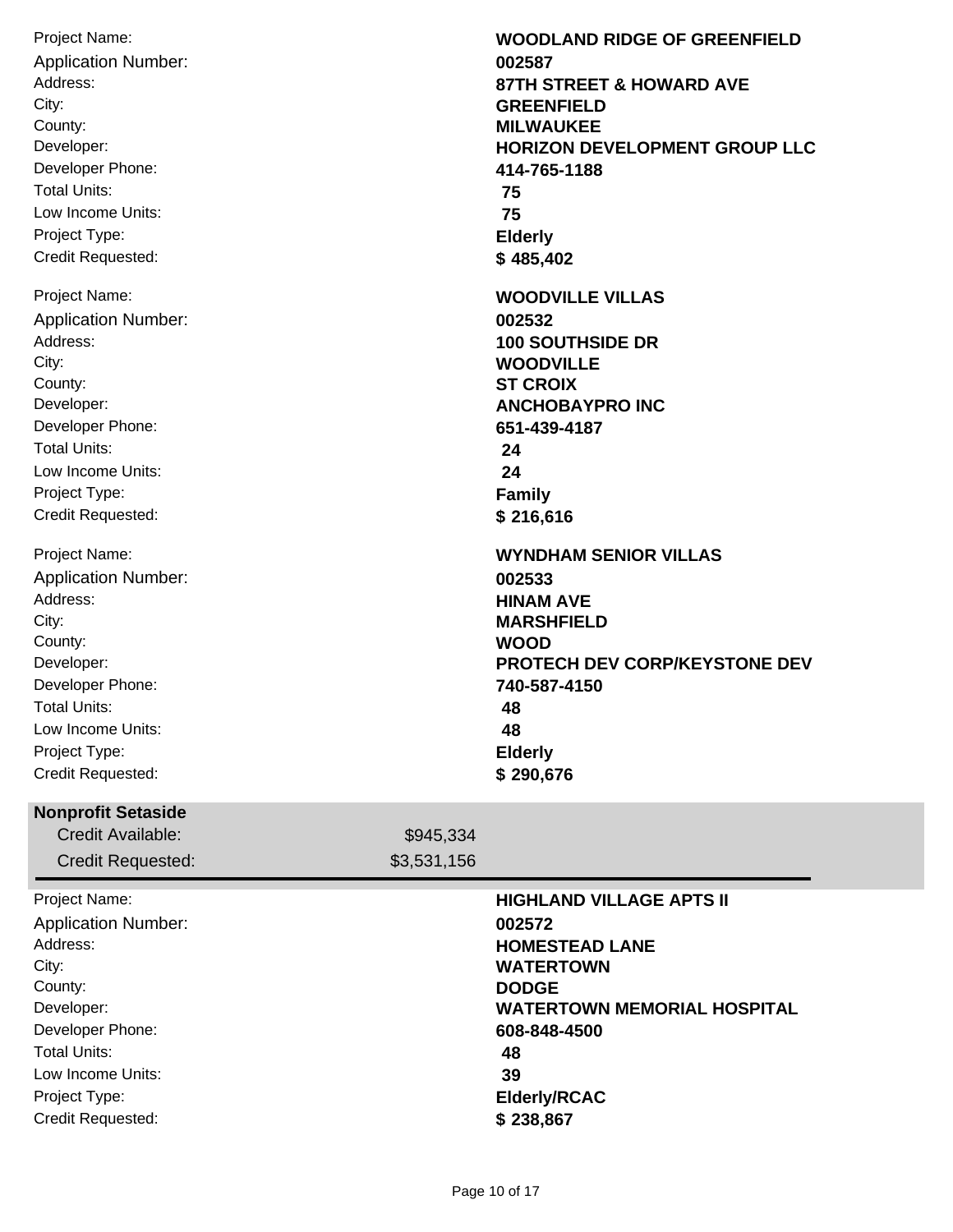| | |
|---|---|
| Project Name: | **WOODLAND RIDGE OF GREENFIELD** |
| Application Number: | **002587** |
| Address: | **87TH STREET & HOWARD AVE** |
| City: | **GREENFIELD** |
| County: | **MILWAUKEE** |
| Developer: | **HORIZON DEVELOPMENT GROUP LLC** |
| Developer Phone: | **414-765-1188** |
| Total Units: | **75** |
| Low Income Units: | **75** |
| Project Type: | **Elderly** |
| Credit Requested: | **$ 485,402** |

| | |
|---|---|
| Project Name: | **WOODVILLE VILLAS** |
| Application Number: | **002532** |
| Address: | **100 SOUTHSIDE DR** |
| City: | **WOODVILLE** |
| County: | **ST CROIX** |
| Developer: | **ANCHOBAYPRO INC** |
| Developer Phone: | **651-439-4187** |
| Total Units: | **24** |
| Low Income Units: | **24** |
| Project Type: | **Family** |
| Credit Requested: | **$ 216,616** |

| | |
|---|---|
| Project Name: | **WYNDHAM SENIOR VILLAS** |
| Application Number: | **002533** |
| Address: | **HINAM AVE** |
| City: | **MARSHFIELD** |
| County: | **WOOD** |
| Developer: | **PROTECH DEV CORP/KEYSTONE DEV** |
| Developer Phone: | **740-587-4150** |
| Total Units: | **48** |
| Low Income Units: | **48** |
| Project Type: | **Elderly** |
| Credit Requested: | **$ 290,676** |

## Nonprofit Setaside

| | |
|---|---|
| Credit Available: | $945,334 |
| Credit Requested: | $3,531,156 |

| | |
|---|---|
| Project Name: | **HIGHLAND VILLAGE APTS II** |
| Application Number: | **002572** |
| Address: | **HOMESTEAD LANE** |
| City: | **WATERTOWN** |
| County: | **DODGE** |
| Developer: | **WATERTOWN MEMORIAL HOSPITAL** |
| Developer Phone: | **608-848-4500** |
| Total Units: | **48** |
| Low Income Units: | **39** |
| Project Type: | **Elderly/RCAC** |
| Credit Requested: | **$ 238,867** |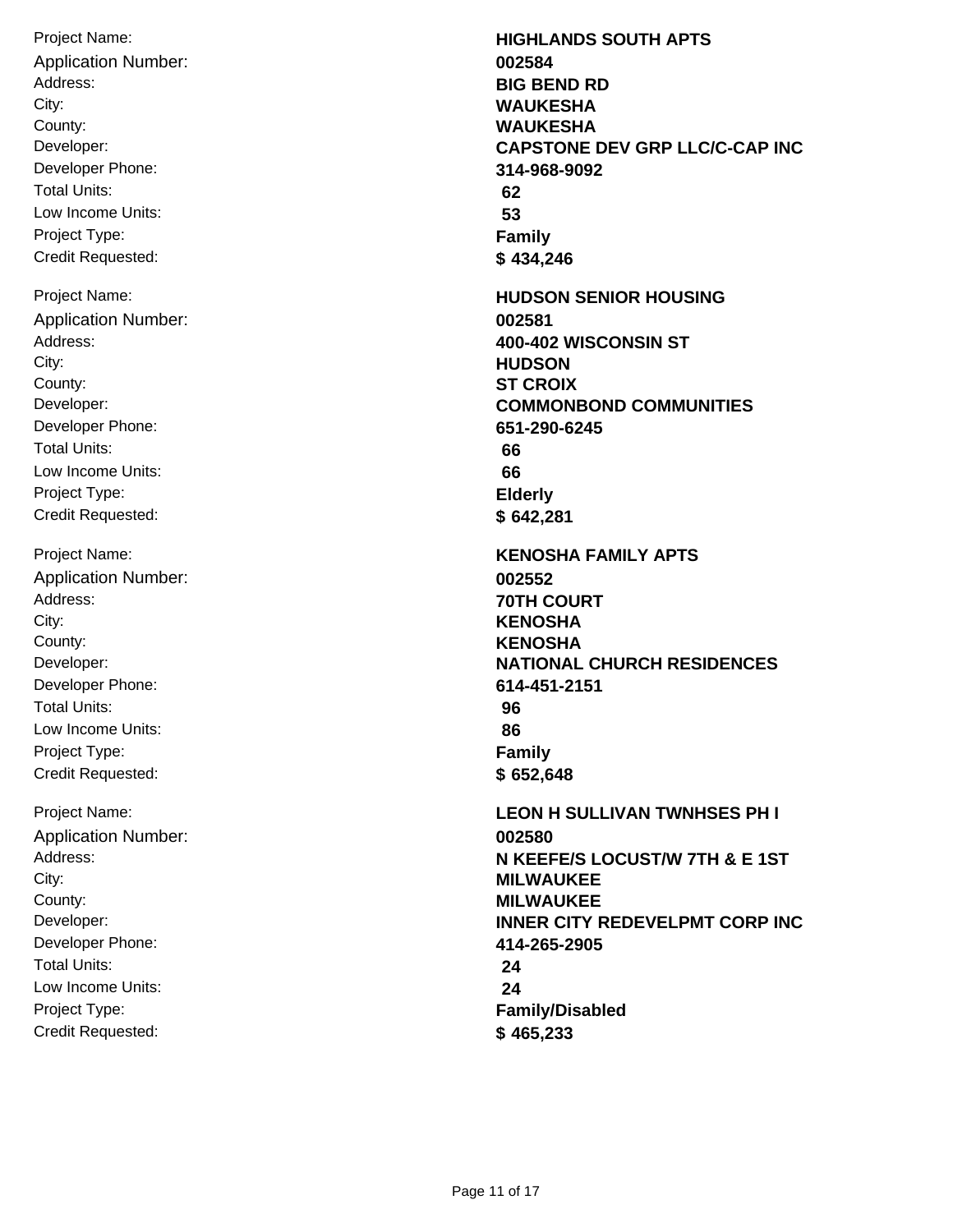| | |
|---|---|
| Project Name: | **HIGHLANDS SOUTH APTS** |
| Application Number: | **002584** |
| Address: | **BIG BEND RD** |
| City: | **WAUKESHA** |
| County: | **WAUKESHA** |
| Developer: | **CAPSTONE DEV GRP LLC/C-CAP INC** |
| Developer Phone: | **314-968-9092** |
| Total Units: | **62** |
| Low Income Units: | **53** |
| Project Type: | **Family** |
| Credit Requested: | **$ 434,246** |

| | |
|---|---|
| Project Name: | **HUDSON SENIOR HOUSING** |
| Application Number: | **002581** |
| Address: | **400-402 WISCONSIN ST** |
| City: | **HUDSON** |
| County: | **ST CROIX** |
| Developer: | **COMMONBOND COMMUNITIES** |
| Developer Phone: | **651-290-6245** |
| Total Units: | **66** |
| Low Income Units: | **66** |
| Project Type: | **Elderly** |
| Credit Requested: | **$ 642,281** |

| | |
|---|---|
| Project Name: | **KENOSHA FAMILY APTS** |
| Application Number: | **002552** |
| Address: | **70TH COURT** |
| City: | **KENOSHA** |
| County: | **KENOSHA** |
| Developer: | **NATIONAL CHURCH RESIDENCES** |
| Developer Phone: | **614-451-2151** |
| Total Units: | **96** |
| Low Income Units: | **86** |
| Project Type: | **Family** |
| Credit Requested: | **$ 652,648** |

| | |
|---|---|
| Project Name: | **LEON H SULLIVAN TWNHSES PH I** |
| Application Number: | **002580** |
| Address: | **N KEEFE/S LOCUST/W 7TH & E 1ST** |
| City: | **MILWAUKEE** |
| County: | **MILWAUKEE** |
| Developer: | **INNER CITY REDEVELPMT CORP INC** |
| Developer Phone: | **414-265-2905** |
| Total Units: | **24** |
| Low Income Units: | **24** |
| Project Type: | **Family/Disabled** |
| Credit Requested: | **$ 465,233** |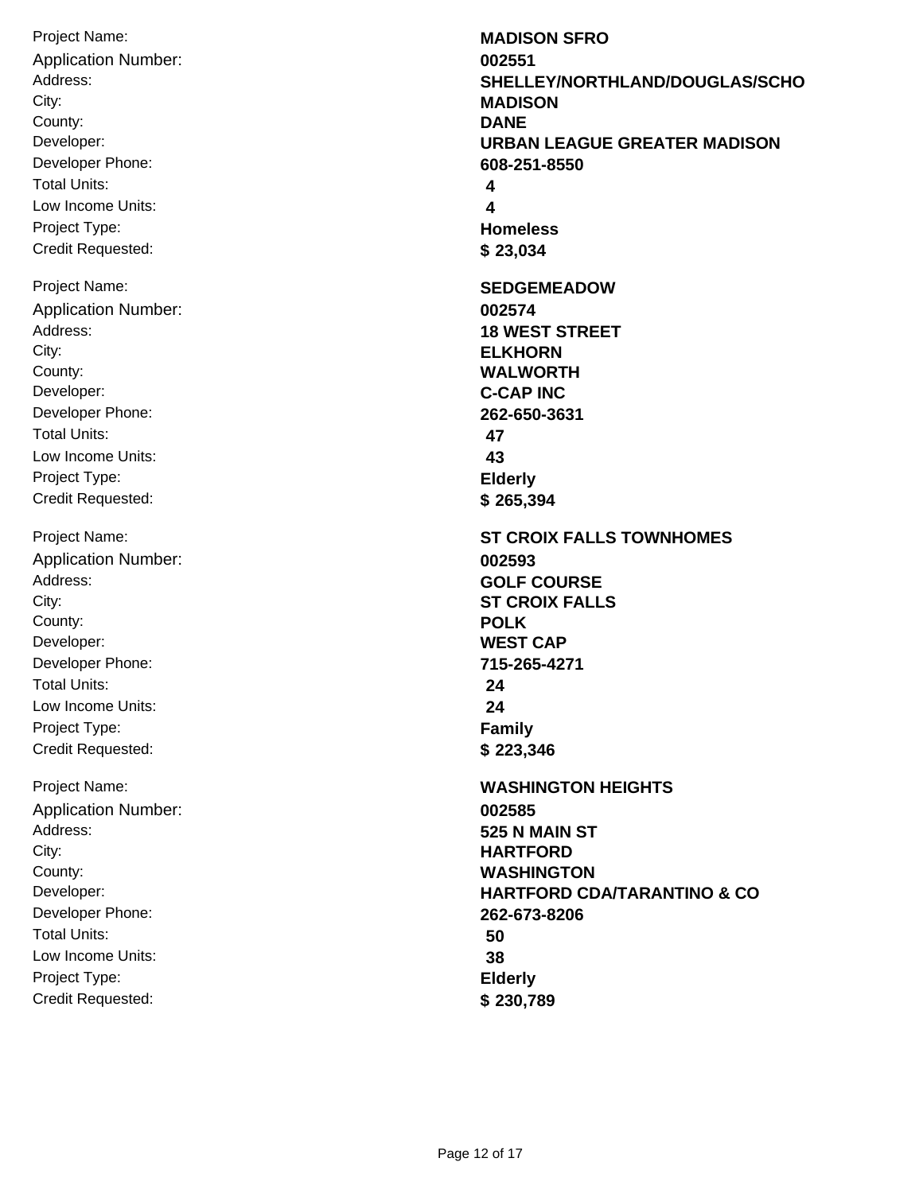| Field | Value |
| --- | --- |
| Project Name: | **MADISON SFRO** |
| Application Number: | **002551** |
| Address: | **SHELLEY/NORTHLAND/DOUGLAS/SCHO** |
| City: | **MADISON** |
| County: | **DANE** |
| Developer: | **URBAN LEAGUE GREATER MADISON** |
| Developer Phone: | **608-251-8550** |
| Total Units: | **4** |
| Low Income Units: | **4** |
| Project Type: | **Homeless** |
| Credit Requested: | **$ 23,034** |

| Field | Value |
| --- | --- |
| Project Name: | **SEDGEMEADOW** |
| Application Number: | **002574** |
| Address: | **18 WEST STREET** |
| City: | **ELKHORN** |
| County: | **WALWORTH** |
| Developer: | **C-CAP INC** |
| Developer Phone: | **262-650-3631** |
| Total Units: | **47** |
| Low Income Units: | **43** |
| Project Type: | **Elderly** |
| Credit Requested: | **$ 265,394** |

| Field | Value |
| --- | --- |
| Project Name: | **ST CROIX FALLS TOWNHOMES** |
| Application Number: | **002593** |
| Address: | **GOLF COURSE** |
| City: | **ST CROIX FALLS** |
| County: | **POLK** |
| Developer: | **WEST CAP** |
| Developer Phone: | **715-265-4271** |
| Total Units: | **24** |
| Low Income Units: | **24** |
| Project Type: | **Family** |
| Credit Requested: | **$ 223,346** |

| Field | Value |
| --- | --- |
| Project Name: | **WASHINGTON HEIGHTS** |
| Application Number: | **002585** |
| Address: | **525 N MAIN ST** |
| City: | **HARTFORD** |
| County: | **WASHINGTON** |
| Developer: | **HARTFORD CDA/TARANTINO & CO** |
| Developer Phone: | **262-673-8206** |
| Total Units: | **50** |
| Low Income Units: | **38** |
| Project Type: | **Elderly** |
| Credit Requested: | **$ 230,789** |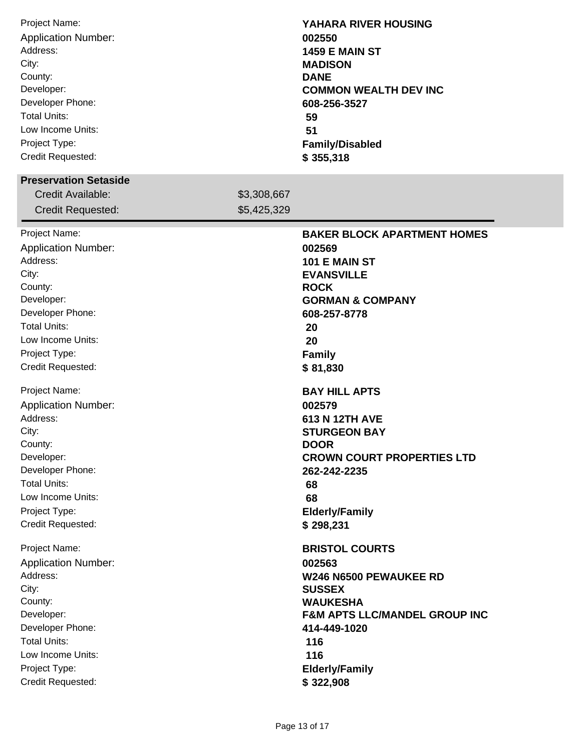| | |
|---|---|
| Project Name: | **YAHARA RIVER HOUSING** |
| Application Number: | **002550** |
| Address: | **1459 E MAIN ST** |
| City: | **MADISON** |
| County: | **DANE** |
| Developer: | **COMMON WEALTH DEV INC** |
| Developer Phone: | **608-256-3527** |
| Total Units: | **59** |
| Low Income Units: | **51** |
| Project Type: | **Family/Disabled** |
| Credit Requested: | **$ 355,318** |

## Preservation Setaside

| | |
|---|---|
| Credit Available: | $3,308,667 |
| Credit Requested: | $5,425,329 |

| | |
|---|---|
| Project Name: | **BAKER BLOCK APARTMENT HOMES** |
| Application Number: | **002569** |
| Address: | **101 E MAIN ST** |
| City: | **EVANSVILLE** |
| County: | **ROCK** |
| Developer: | **GORMAN & COMPANY** |
| Developer Phone: | **608-257-8778** |
| Total Units: | **20** |
| Low Income Units: | **20** |
| Project Type: | **Family** |
| Credit Requested: | **$ 81,830** |

| | |
|---|---|
| Project Name: | **BAY HILL APTS** |
| Application Number: | **002579** |
| Address: | **613 N 12TH AVE** |
| City: | **STURGEON BAY** |
| County: | **DOOR** |
| Developer: | **CROWN COURT PROPERTIES LTD** |
| Developer Phone: | **262-242-2235** |
| Total Units: | **68** |
| Low Income Units: | **68** |
| Project Type: | **Elderly/Family** |
| Credit Requested: | **$ 298,231** |

| | |
|---|---|
| Project Name: | **BRISTOL COURTS** |
| Application Number: | **002563** |
| Address: | **W246 N6500 PEWAUKEE RD** |
| City: | **SUSSEX** |
| County: | **WAUKESHA** |
| Developer: | **F&M APTS LLC/MANDEL GROUP INC** |
| Developer Phone: | **414-449-1020** |
| Total Units: | **116** |
| Low Income Units: | **116** |
| Project Type: | **Elderly/Family** |
| Credit Requested: | **$ 322,908** |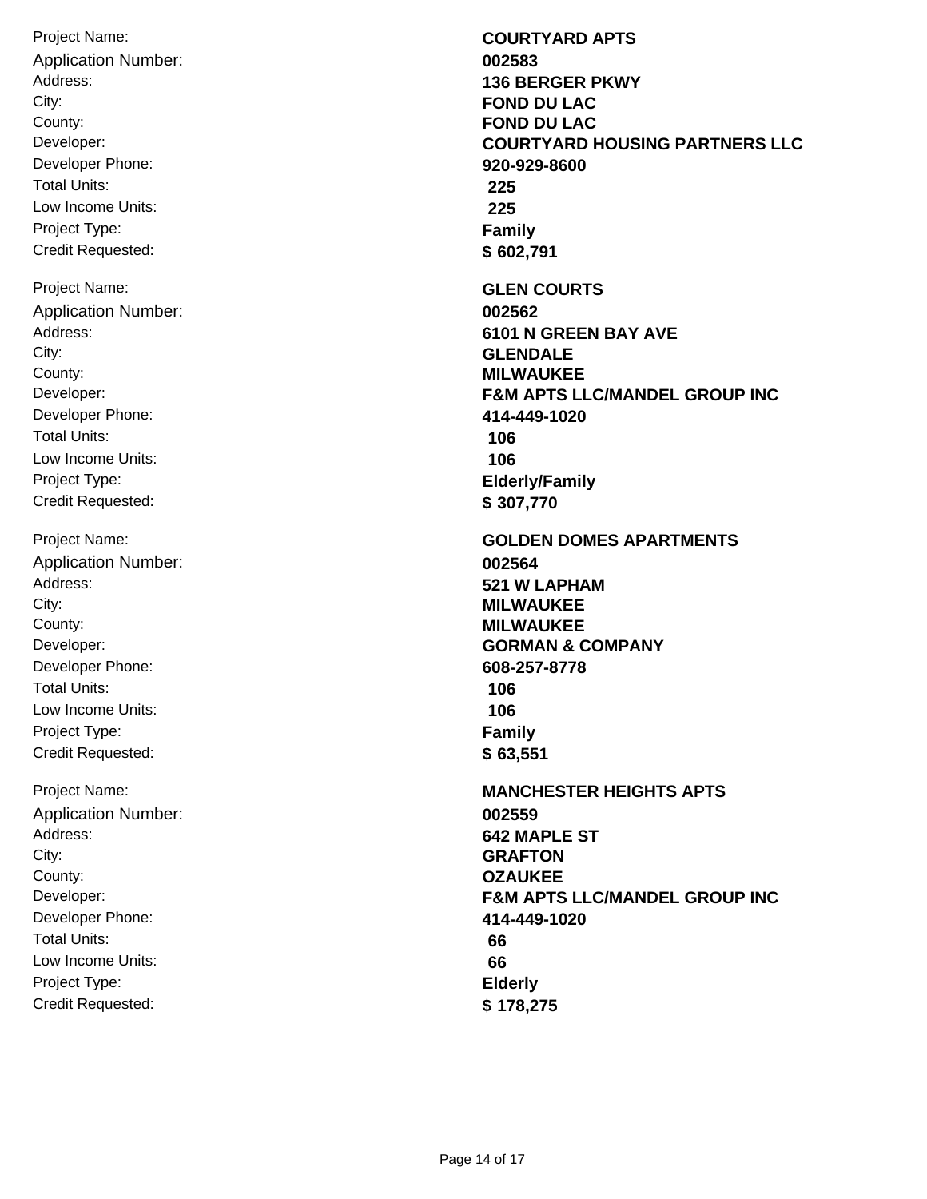| | |
|---|---|
| Project Name: | **COURTYARD APTS** |
| Application Number: | **002583** |
| Address: | **136 BERGER PKWY** |
| City: | **FOND DU LAC** |
| County: | **FOND DU LAC** |
| Developer: | **COURTYARD HOUSING PARTNERS LLC** |
| Developer Phone: | **920-929-8600** |
| Total Units: | **225** |
| Low Income Units: | **225** |
| Project Type: | **Family** |
| Credit Requested: | **$ 602,791** |

| | |
|---|---|
| Project Name: | **GLEN COURTS** |
| Application Number: | **002562** |
| Address: | **6101 N GREEN BAY AVE** |
| City: | **GLENDALE** |
| County: | **MILWAUKEE** |
| Developer: | **F&M APTS LLC/MANDEL GROUP INC** |
| Developer Phone: | **414-449-1020** |
| Total Units: | **106** |
| Low Income Units: | **106** |
| Project Type: | **Elderly/Family** |
| Credit Requested: | **$ 307,770** |

| | |
|---|---|
| Project Name: | **GOLDEN DOMES APARTMENTS** |
| Application Number: | **002564** |
| Address: | **521 W LAPHAM** |
| City: | **MILWAUKEE** |
| County: | **MILWAUKEE** |
| Developer: | **GORMAN & COMPANY** |
| Developer Phone: | **608-257-8778** |
| Total Units: | **106** |
| Low Income Units: | **106** |
| Project Type: | **Family** |
| Credit Requested: | **$ 63,551** |

| | |
|---|---|
| Project Name: | **MANCHESTER HEIGHTS APTS** |
| Application Number: | **002559** |
| Address: | **642 MAPLE ST** |
| City: | **GRAFTON** |
| County: | **OZAUKEE** |
| Developer: | **F&M APTS LLC/MANDEL GROUP INC** |
| Developer Phone: | **414-449-1020** |
| Total Units: | **66** |
| Low Income Units: | **66** |
| Project Type: | **Elderly** |
| Credit Requested: | **$ 178,275** |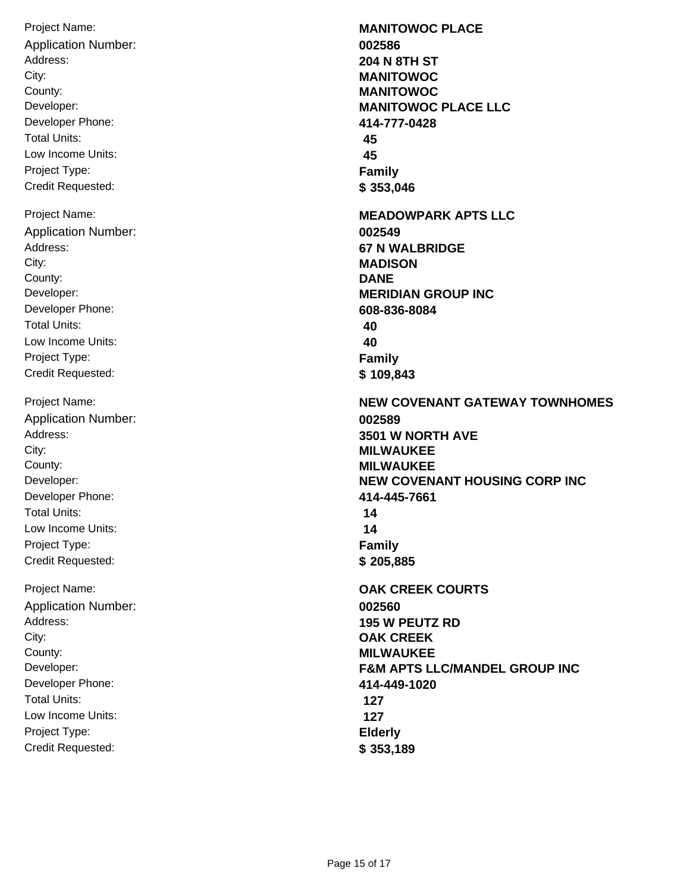Project Name: **MANITOWOC PLACE**
Application Number: **002586**
Address: **204 N 8TH ST**
City: **MANITOWOC**
County: **MANITOWOC**
Developer: **MANITOWOC PLACE LLC**
Developer Phone: **414-777-0428**
Total Units: **45**
Low Income Units: **45**
Project Type: **Family**
Credit Requested: **$ 353,046**

Project Name: **MEADOWPARK APTS LLC**
Application Number: **002549**
Address: **67 N WALBRIDGE**
City: **MADISON**
County: **DANE**
Developer: **MERIDIAN GROUP INC**
Developer Phone: **608-836-8084**
Total Units: **40**
Low Income Units: **40**
Project Type: **Family**
Credit Requested: **$ 109,843**

Project Name: **NEW COVENANT GATEWAY TOWNHOMES**
Application Number: **002589**
Address: **3501 W NORTH AVE**
City: **MILWAUKEE**
County: **MILWAUKEE**
Developer: **NEW COVENANT HOUSING CORP INC**
Developer Phone: **414-445-7661**
Total Units: **14**
Low Income Units: **14**
Project Type: **Family**
Credit Requested: **$ 205,885**

Project Name: **OAK CREEK COURTS**
Application Number: **002560**
Address: **195 W PEUTZ RD**
City: **OAK CREEK**
County: **MILWAUKEE**
Developer: **F&M APTS LLC/MANDEL GROUP INC**
Developer Phone: **414-449-1020**
Total Units: **127**
Low Income Units: **127**
Project Type: **Elderly**
Credit Requested: **$ 353,189**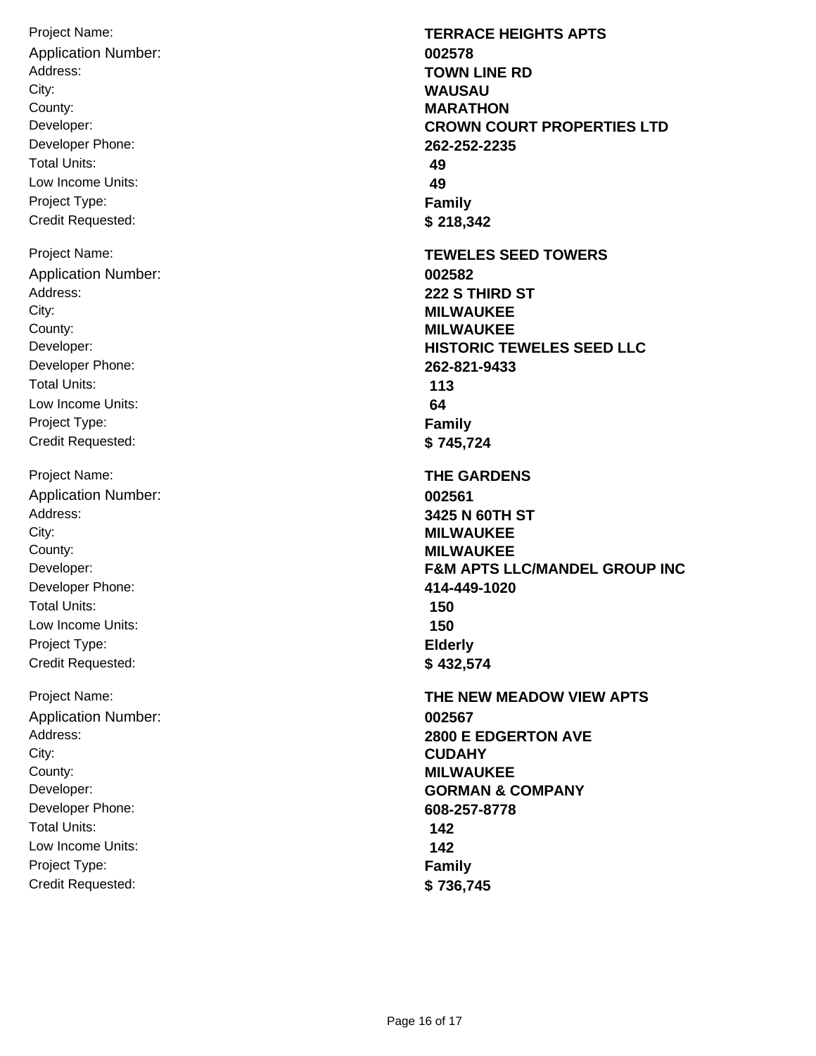| | |
|---|---|
| Project Name: | **TERRACE HEIGHTS APTS** |
| Application Number: | **002578** |
| Address: | **TOWN LINE RD** |
| City: | **WAUSAU** |
| County: | **MARATHON** |
| Developer: | **CROWN COURT PROPERTIES LTD** |
| Developer Phone: | **262-252-2235** |
| Total Units: | **49** |
| Low Income Units: | **49** |
| Project Type: | **Family** |
| Credit Requested: | **$ 218,342** |

| | |
|---|---|
| Project Name: | **TEWELES SEED TOWERS** |
| Application Number: | **002582** |
| Address: | **222 S THIRD ST** |
| City: | **MILWAUKEE** |
| County: | **MILWAUKEE** |
| Developer: | **HISTORIC TEWELES SEED LLC** |
| Developer Phone: | **262-821-9433** |
| Total Units: | **113** |
| Low Income Units: | **64** |
| Project Type: | **Family** |
| Credit Requested: | **$ 745,724** |

| | |
|---|---|
| Project Name: | **THE GARDENS** |
| Application Number: | **002561** |
| Address: | **3425 N 60TH ST** |
| City: | **MILWAUKEE** |
| County: | **MILWAUKEE** |
| Developer: | **F&M APTS LLC/MANDEL GROUP INC** |
| Developer Phone: | **414-449-1020** |
| Total Units: | **150** |
| Low Income Units: | **150** |
| Project Type: | **Elderly** |
| Credit Requested: | **$ 432,574** |

| | |
|---|---|
| Project Name: | **THE NEW MEADOW VIEW APTS** |
| Application Number: | **002567** |
| Address: | **2800 E EDGERTON AVE** |
| City: | **CUDAHY** |
| County: | **MILWAUKEE** |
| Developer: | **GORMAN & COMPANY** |
| Developer Phone: | **608-257-8778** |
| Total Units: | **142** |
| Low Income Units: | **142** |
| Project Type: | **Family** |
| Credit Requested: | **$ 736,745** |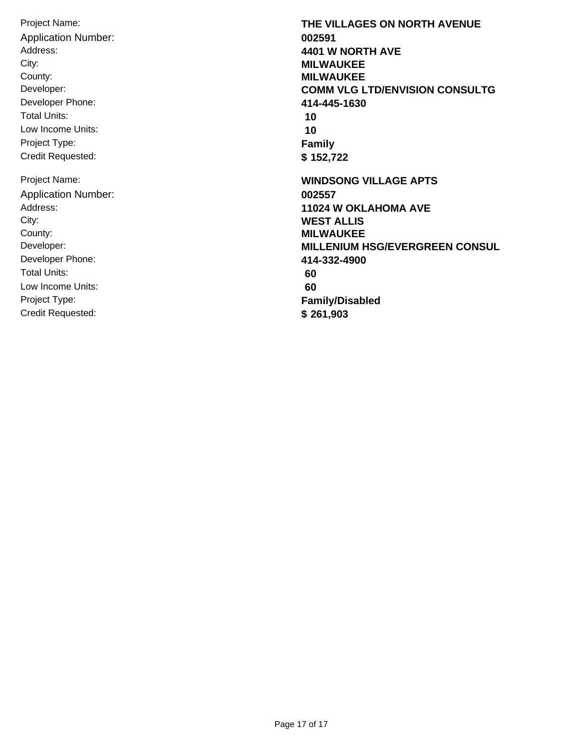| | |
|---|---|
| Project Name: | **THE VILLAGES ON NORTH AVENUE** |
| Application Number: | **002591** |
| Address: | **4401 W NORTH AVE** |
| City: | **MILWAUKEE** |
| County: | **MILWAUKEE** |
| Developer: | **COMM VLG LTD/ENVISION CONSULTG** |
| Developer Phone: | **414-445-1630** |
| Total Units: | **10** |
| Low Income Units: | **10** |
| Project Type: | **Family** |
| Credit Requested: | **$ 152,722** |

| | |
|---|---|
| Project Name: | **WINDSONG VILLAGE APTS** |
| Application Number: | **002557** |
| Address: | **11024 W OKLAHOMA AVE** |
| City: | **WEST ALLIS** |
| County: | **MILWAUKEE** |
| Developer: | **MILLENIUM HSG/EVERGREEN CONSUL** |
| Developer Phone: | **414-332-4900** |
| Total Units: | **60** |
| Low Income Units: | **60** |
| Project Type: | **Family/Disabled** |
| Credit Requested: | **$ 261,903** |